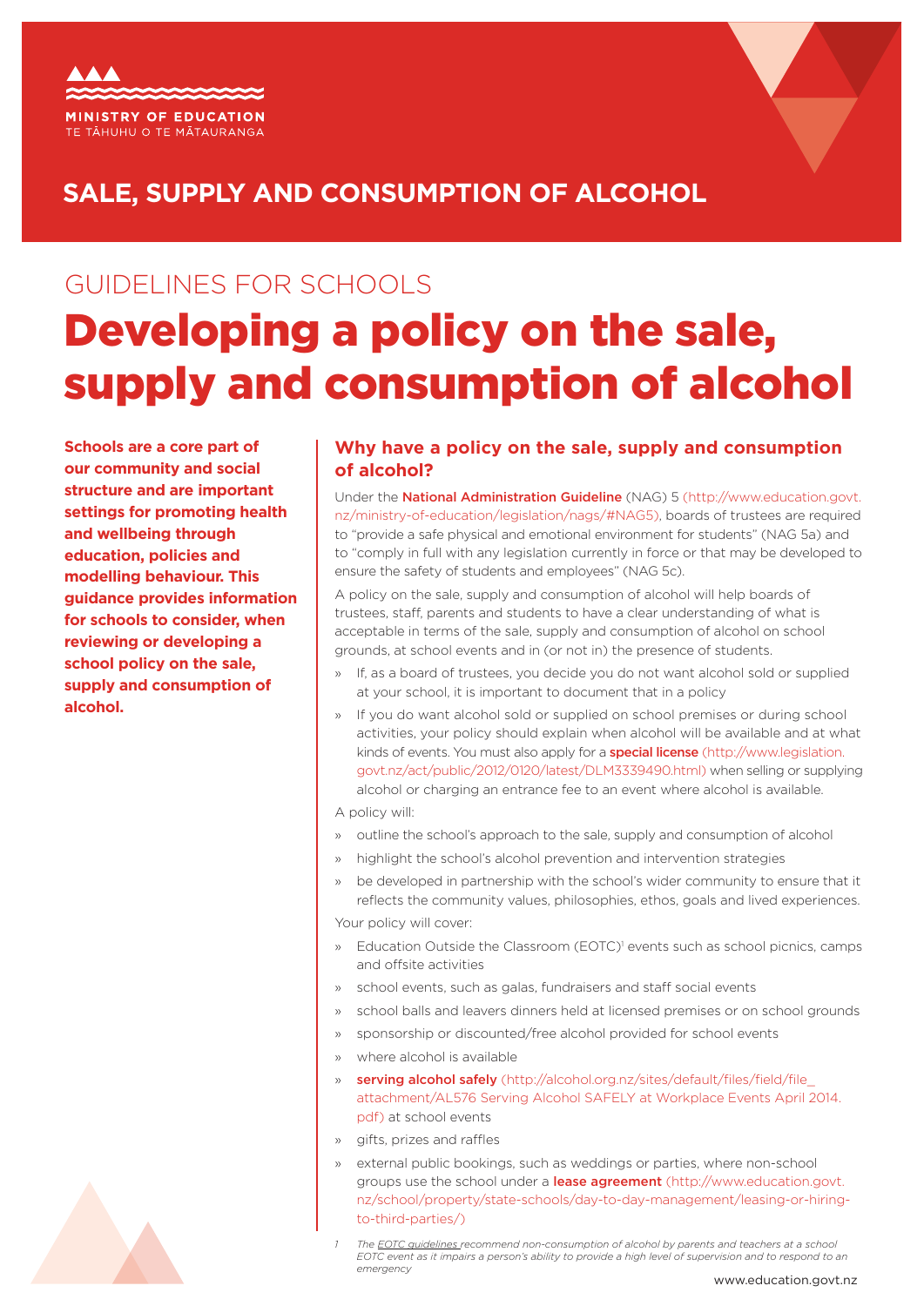MINISTRY OF EDUCATION
TE TĀHUHU O TE MĀTAURANGA

# SALE, SUPPLY AND CONSUMPTION OF ALCOHOL

GUIDELINES FOR SCHOOLS

# Developing a policy on the sale, supply and consumption of alcohol

**Schools are a core part of our community and social structure and are important settings for promoting health and wellbeing through education, policies and modelling behaviour. This guidance provides information for schools to consider, when reviewing or developing a school policy on the sale, supply and consumption of alcohol.**

## Why have a policy on the sale, supply and consumption of alcohol?

Under the **National Administration Guideline** (NAG) 5 (http://www.education.govt.nz/ministry-of-education/legislation/nags/#NAG5), boards of trustees are required to "provide a safe physical and emotional environment for students" (NAG 5a) and to "comply in full with any legislation currently in force or that may be developed to ensure the safety of students and employees" (NAG 5c).

A policy on the sale, supply and consumption of alcohol will help boards of trustees, staff, parents and students to have a clear understanding of what is acceptable in terms of the sale, supply and consumption of alcohol on school grounds, at school events and in (or not in) the presence of students.

- If, as a board of trustees, you decide you do not want alcohol sold or supplied at your school, it is important to document that in a policy
- If you do want alcohol sold or supplied on school premises or during school activities, your policy should explain when alcohol will be available and at what kinds of events. You must also apply for a **special license** (http://www.legislation.govt.nz/act/public/2012/0120/latest/DLM3339490.html) when selling or supplying alcohol or charging an entrance fee to an event where alcohol is available.

A policy will:

- outline the school's approach to the sale, supply and consumption of alcohol
- highlight the school's alcohol prevention and intervention strategies
- be developed in partnership with the school's wider community to ensure that it reflects the community values, philosophies, ethos, goals and lived experiences.

Your policy will cover:

- Education Outside the Classroom (EOTC)[1] events such as school picnics, camps and offsite activities
- school events, such as galas, fundraisers and staff social events
- school balls and leavers dinners held at licensed premises or on school grounds
- sponsorship or discounted/free alcohol provided for school events
- where alcohol is available
- **serving alcohol safely** (http://alcohol.org.nz/sites/default/files/field/file_attachment/AL576 Serving Alcohol SAFELY at Workplace Events April 2014.pdf) at school events
- gifts, prizes and raffles
- external public bookings, such as weddings or parties, where non-school groups use the school under a **lease agreement** (http://www.education.govt.nz/school/property/state-schools/day-to-day-management/leasing-or-hiring-to-third-parties/)

*1 The EOTC guidelines recommend non-consumption of alcohol by parents and teachers at a school EOTC event as it impairs a person's ability to provide a high level of supervision and to respond to an emergency*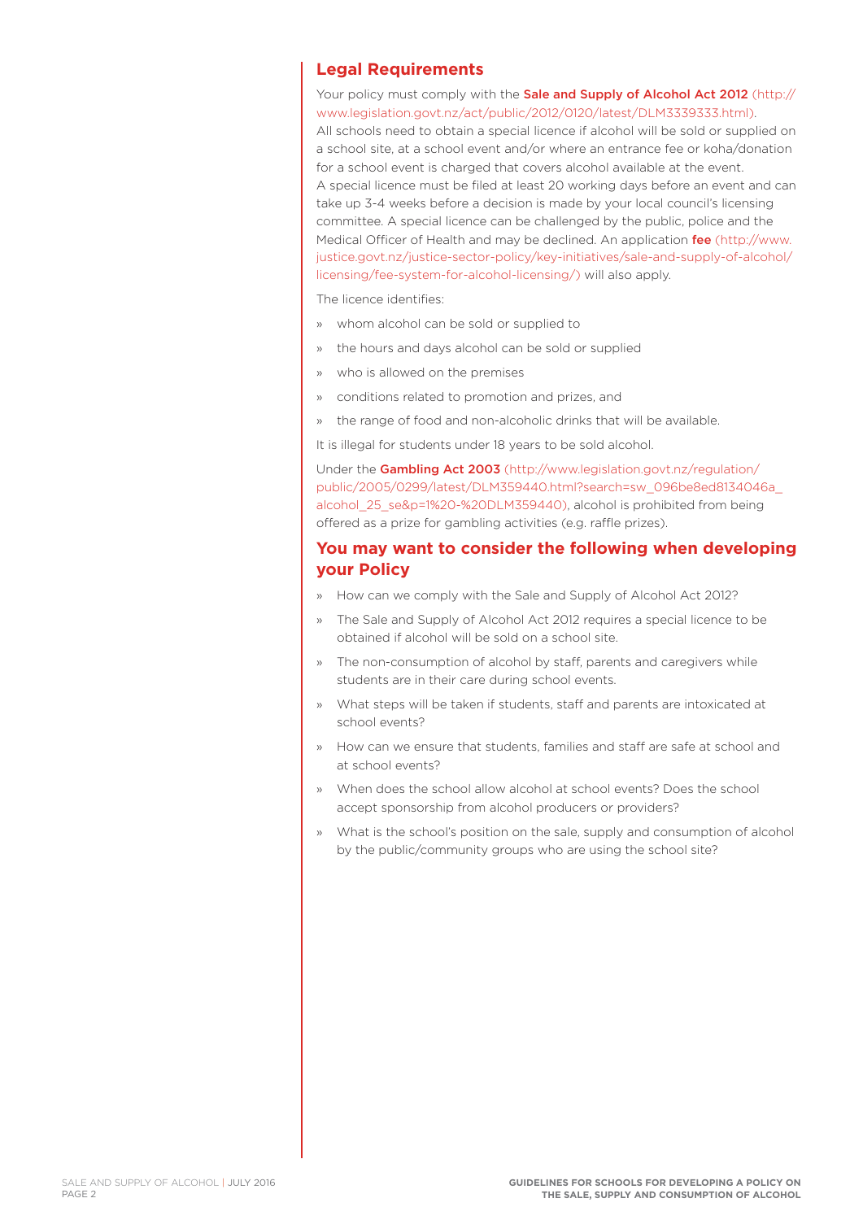## Legal Requirements

Your policy must comply with the **Sale and Supply of Alcohol Act 2012** (http://www.legislation.govt.nz/act/public/2012/0120/latest/DLM3339333.html).

All schools need to obtain a special licence if alcohol will be sold or supplied on a school site, at a school event and/or where an entrance fee or koha/donation for a school event is charged that covers alcohol available at the event.

A special licence must be filed at least 20 working days before an event and can take up 3-4 weeks before a decision is made by your local council's licensing committee. A special licence can be challenged by the public, police and the Medical Officer of Health and may be declined. An application **fee** (http://www.justice.govt.nz/justice-sector-policy/key-initiatives/sale-and-supply-of-alcohol/licensing/fee-system-for-alcohol-licensing/) will also apply.

The licence identifies:

- whom alcohol can be sold or supplied to
- the hours and days alcohol can be sold or supplied
- who is allowed on the premises
- conditions related to promotion and prizes, and
- the range of food and non-alcoholic drinks that will be available.

It is illegal for students under 18 years to be sold alcohol.

Under the **Gambling Act 2003** (http://www.legislation.govt.nz/regulation/public/2005/0299/latest/DLM359440.html?search=sw_096be8ed8134046a_alcohol_25_se&p=1%20-%20DLM359440), alcohol is prohibited from being offered as a prize for gambling activities (e.g. raffle prizes).

## You may want to consider the following when developing your Policy

- How can we comply with the Sale and Supply of Alcohol Act 2012?
- The Sale and Supply of Alcohol Act 2012 requires a special licence to be obtained if alcohol will be sold on a school site.
- The non-consumption of alcohol by staff, parents and caregivers while students are in their care during school events.
- What steps will be taken if students, staff and parents are intoxicated at school events?
- How can we ensure that students, families and staff are safe at school and at school events?
- When does the school allow alcohol at school events? Does the school accept sponsorship from alcohol producers or providers?
- What is the school's position on the sale, supply and consumption of alcohol by the public/community groups who are using the school site?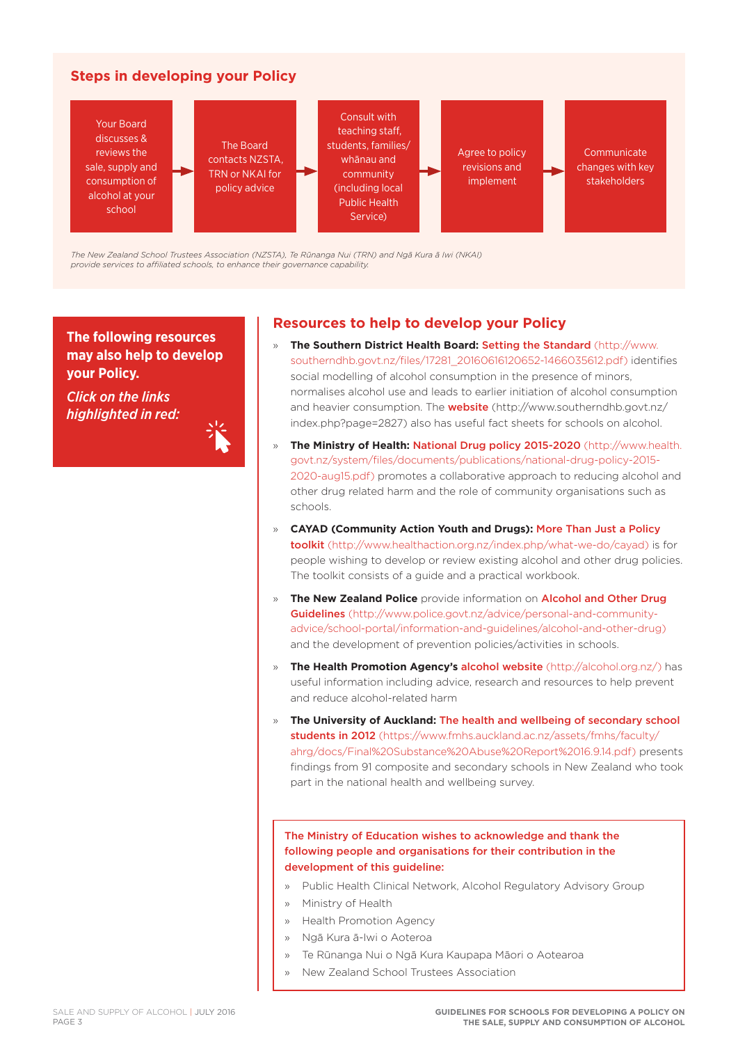## Steps in developing your Policy

1. Your Board discusses & reviews the sale, supply and consumption of alcohol at your school
2. The Board contacts NZSTA, TRN or NKAI for policy advice
3. Consult with teaching staff, students, families/whānau and community (including local Public Health Service)
4. Agree to policy revisions and implement
5. Communicate changes with key stakeholders

*The New Zealand School Trustees Association (NZSTA), Te Rūnanga Nui (TRN) and Ngā Kura ā Iwi (NKAI) provide services to affiliated schools, to enhance their governance capability.*

**The following resources may also help to develop your Policy.**

***Click on the links highlighted in red:***

## Resources to help to develop your Policy

- **The Southern District Health Board:** Setting the Standard (http://www.southerndhb.govt.nz/files/17281_20160616120652-1466035612.pdf) identifies social modelling of alcohol consumption in the presence of minors, normalises alcohol use and leads to earlier initiation of alcohol consumption and heavier consumption. The **website** (http://www.southerndhb.govt.nz/index.php?page=2827) also has useful fact sheets for schools on alcohol.
- **The Ministry of Health:** National Drug policy 2015-2020 (http://www.health.govt.nz/system/files/documents/publications/national-drug-policy-2015-2020-aug15.pdf) promotes a collaborative approach to reducing alcohol and other drug related harm and the role of community organisations such as schools.
- **CAYAD (Community Action Youth and Drugs):** More Than Just a Policy toolkit (http://www.healthaction.org.nz/index.php/what-we-do/cayad) is for people wishing to develop or review existing alcohol and other drug policies. The toolkit consists of a guide and a practical workbook.
- **The New Zealand Police** provide information on **Alcohol and Other Drug Guidelines** (http://www.police.govt.nz/advice/personal-and-community-advice/school-portal/information-and-guidelines/alcohol-and-other-drug) and the development of prevention policies/activities in schools.
- **The Health Promotion Agency's** alcohol website (http://alcohol.org.nz/) has useful information including advice, research and resources to help prevent and reduce alcohol-related harm
- **The University of Auckland:** The health and wellbeing of secondary school students in 2012 (https://www.fmhs.auckland.ac.nz/assets/fmhs/faculty/ahrg/docs/Final%20Substance%20Abuse%20Report%2016.9.14.pdf) presents findings from 91 composite and secondary schools in New Zealand who took part in the national health and wellbeing survey.

**The Ministry of Education wishes to acknowledge and thank the following people and organisations for their contribution in the development of this guideline:**

- Public Health Clinical Network, Alcohol Regulatory Advisory Group
- Ministry of Health
- Health Promotion Agency
- Ngā Kura ā-Iwi o Aoteroa
- Te Rūnanga Nui o Ngā Kura Kaupapa Māori o Aotearoa
- New Zealand School Trustees Association